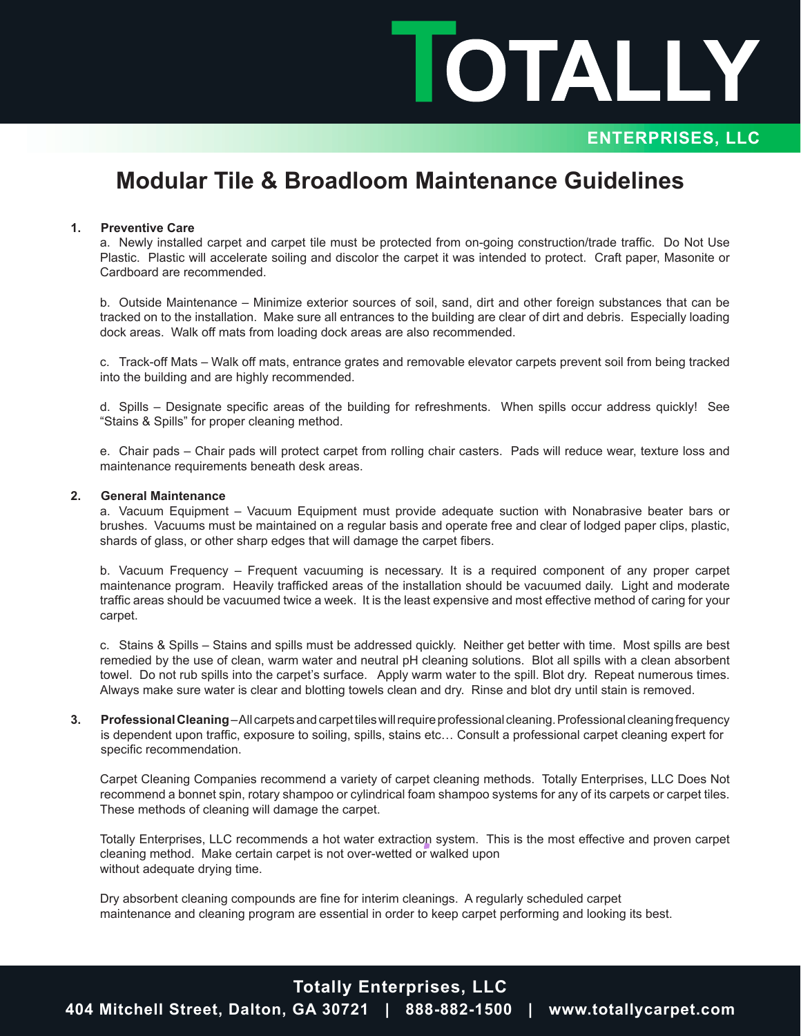# TOTALLY

ENTERPRISES, LLC

## Modular Tile & Broadloom Maintenance Guidelines

**1. Preventive Care**

a. Newly installed carpet and carpet tile must be protected from on-going construction/trade traffic. Do Not Use Plastic. Plastic will accelerate soiling and discolor the carpet it was intended to protect. Craft paper, Masonite or Cardboard are recommended.

b. Outside Maintenance – Minimize exterior sources of soil, sand, dirt and other foreign substances that can be tracked on to the installation. Make sure all entrances to the building are clear of dirt and debris. Especially loading dock areas. Walk off mats from loading dock areas are also recommended.

c. Track-off Mats – Walk off mats, entrance grates and removable elevator carpets prevent soil from being tracked into the building and are highly recommended.

d. Spills – Designate specific areas of the building for refreshments. When spills occur address quickly! See "Stains & Spills" for proper cleaning method.

e. Chair pads – Chair pads will protect carpet from rolling chair casters. Pads will reduce wear, texture loss and maintenance requirements beneath desk areas.

**2. General Maintenance**

a. Vacuum Equipment – Vacuum Equipment must provide adequate suction with Nonabrasive beater bars or brushes. Vacuums must be maintained on a regular basis and operate free and clear of lodged paper clips, plastic, shards of glass, or other sharp edges that will damage the carpet fibers.

b. Vacuum Frequency – Frequent vacuuming is necessary. It is a required component of any proper carpet maintenance program. Heavily trafficked areas of the installation should be vacuumed daily. Light and moderate traffic areas should be vacuumed twice a week. It is the least expensive and most effective method of caring for your carpet.

c. Stains & Spills – Stains and spills must be addressed quickly. Neither get better with time. Most spills are best remedied by the use of clean, warm water and neutral pH cleaning solutions. Blot all spills with a clean absorbent towel. Do not rub spills into the carpet's surface. Apply warm water to the spill. Blot dry. Repeat numerous times. Always make sure water is clear and blotting towels clean and dry. Rinse and blot dry until stain is removed.

**3. Professional Cleaning** – All carpets and carpet tiles will require professional cleaning. Professional cleaning frequency is dependent upon traffic, exposure to soiling, spills, stains etc… Consult a professional carpet cleaning expert for specific recommendation.

Carpet Cleaning Companies recommend a variety of carpet cleaning methods. Totally Enterprises, LLC Does Not recommend a bonnet spin, rotary shampoo or cylindrical foam shampoo systems for any of its carpets or carpet tiles. These methods of cleaning will damage the carpet.

Totally Enterprises, LLC recommends a hot water extraction system. This is the most effective and proven carpet cleaning method. Make certain carpet is not over-wetted or walked upon without adequate drying time.

Dry absorbent cleaning compounds are fine for interim cleanings. A regularly scheduled carpet maintenance and cleaning program are essential in order to keep carpet performing and looking its best.

**Totally Enterprises, LLC**

**404 Mitchell Street, Dalton, GA 30721 | 888-882-1500 | www.totallycarpet.com**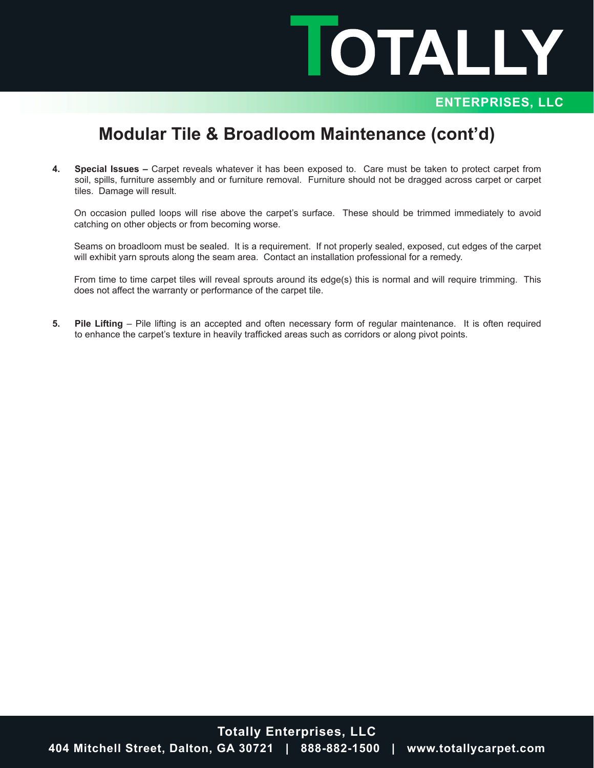# Modular Tile & Broadloom Maintenance (cont'd)

4. **Special Issues –** Carpet reveals whatever it has been exposed to. Care must be taken to protect carpet from soil, spills, furniture assembly and or furniture removal. Furniture should not be dragged across carpet or carpet tiles. Damage will result.

   On occasion pulled loops will rise above the carpet's surface. These should be trimmed immediately to avoid catching on other objects or from becoming worse.

   Seams on broadloom must be sealed. It is a requirement. If not properly sealed, exposed, cut edges of the carpet will exhibit yarn sprouts along the seam area. Contact an installation professional for a remedy.

   From time to time carpet tiles will reveal sprouts around its edge(s) this is normal and will require trimming. This does not affect the warranty or performance of the carpet tile.

5. **Pile Lifting** – Pile lifting is an accepted and often necessary form of regular maintenance. It is often required to enhance the carpet's texture in heavily trafficked areas such as corridors or along pivot points.